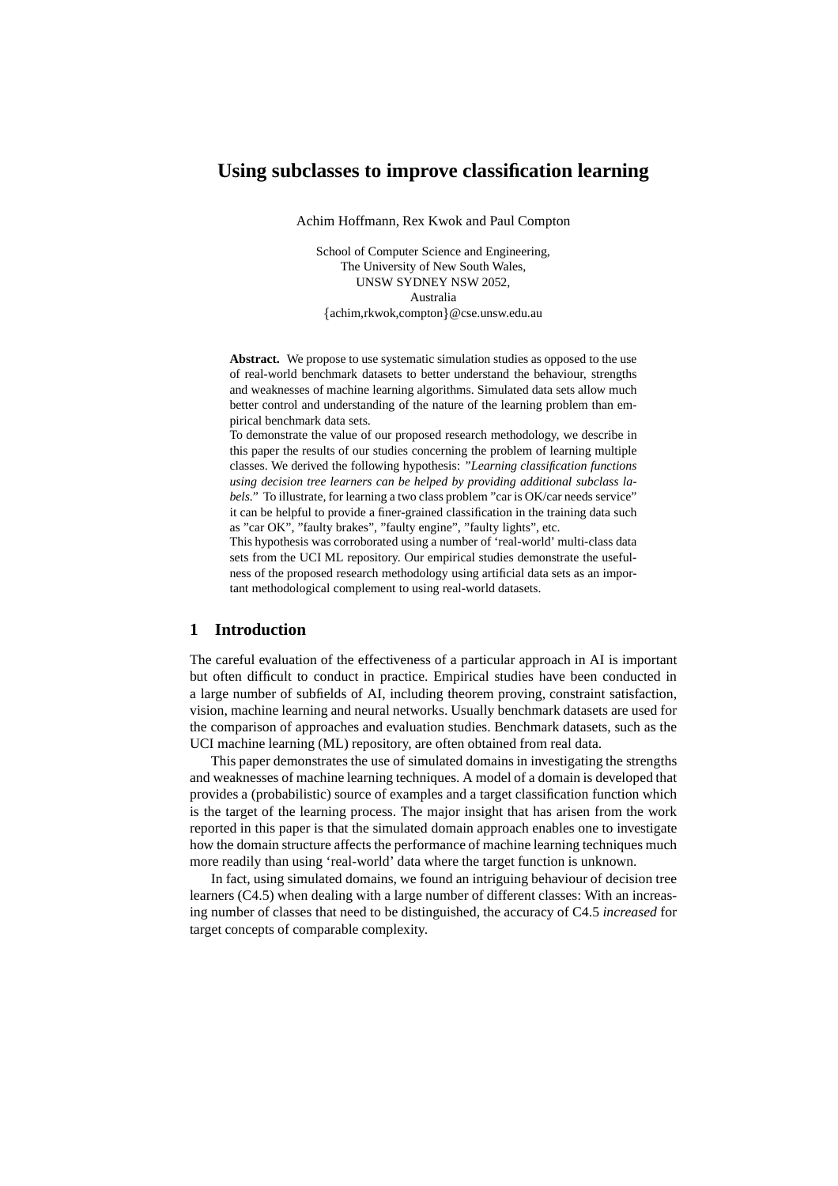# Using subclasses to improve classification learning

Achim Hoffmann, Rex Kwok and Paul Compton

School of Computer Science and Engineering,
The University of New South Wales,
UNSW SYDNEY NSW 2052,
Australia
{achim,rkwok,compton}@cse.unsw.edu.au

**Abstract.** We propose to use systematic simulation studies as opposed to the use of real-world benchmark datasets to better understand the behaviour, strengths and weaknesses of machine learning algorithms. Simulated data sets allow much better control and understanding of the nature of the learning problem than empirical benchmark data sets.
To demonstrate the value of our proposed research methodology, we describe in this paper the results of our studies concerning the problem of learning multiple classes. We derived the following hypothesis: "*Learning classification functions using decision tree learners can be helped by providing additional subclass labels.*" To illustrate, for learning a two class problem "car is OK/car needs service" it can be helpful to provide a finer-grained classification in the training data such as "car OK", "faulty brakes", "faulty engine", "faulty lights", etc.
This hypothesis was corroborated using a number of 'real-world' multi-class data sets from the UCI ML repository. Our empirical studies demonstrate the usefulness of the proposed research methodology using artificial data sets as an important methodological complement to using real-world datasets.

## 1 Introduction

The careful evaluation of the effectiveness of a particular approach in AI is important but often difficult to conduct in practice. Empirical studies have been conducted in a large number of subfields of AI, including theorem proving, constraint satisfaction, vision, machine learning and neural networks. Usually benchmark datasets are used for the comparison of approaches and evaluation studies. Benchmark datasets, such as the UCI machine learning (ML) repository, are often obtained from real data.

This paper demonstrates the use of simulated domains in investigating the strengths and weaknesses of machine learning techniques. A model of a domain is developed that provides a (probabilistic) source of examples and a target classification function which is the target of the learning process. The major insight that has arisen from the work reported in this paper is that the simulated domain approach enables one to investigate how the domain structure affects the performance of machine learning techniques much more readily than using 'real-world' data where the target function is unknown.

In fact, using simulated domains, we found an intriguing behaviour of decision tree learners (C4.5) when dealing with a large number of different classes: With an increasing number of classes that need to be distinguished, the accuracy of C4.5 *increased* for target concepts of comparable complexity.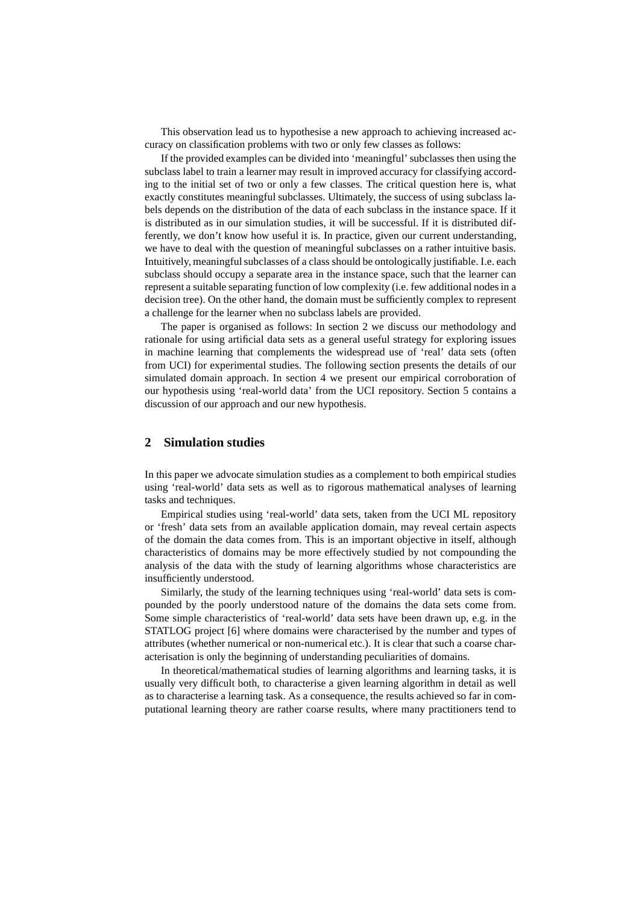This observation lead us to hypothesise a new approach to achieving increased accuracy on classification problems with two or only few classes as follows:

If the provided examples can be divided into 'meaningful' subclasses then using the subclass label to train a learner may result in improved accuracy for classifying according to the initial set of two or only a few classes. The critical question here is, what exactly constitutes meaningful subclasses. Ultimately, the success of using subclass labels depends on the distribution of the data of each subclass in the instance space. If it is distributed as in our simulation studies, it will be successful. If it is distributed differently, we don't know how useful it is. In practice, given our current understanding, we have to deal with the question of meaningful subclasses on a rather intuitive basis. Intuitively, meaningful subclasses of a class should be ontologically justifiable. I.e. each subclass should occupy a separate area in the instance space, such that the learner can represent a suitable separating function of low complexity (i.e. few additional nodes in a decision tree). On the other hand, the domain must be sufficiently complex to represent a challenge for the learner when no subclass labels are provided.

The paper is organised as follows: In section 2 we discuss our methodology and rationale for using artificial data sets as a general useful strategy for exploring issues in machine learning that complements the widespread use of 'real' data sets (often from UCI) for experimental studies. The following section presents the details of our simulated domain approach. In section 4 we present our empirical corroboration of our hypothesis using 'real-world data' from the UCI repository. Section 5 contains a discussion of our approach and our new hypothesis.

## 2 Simulation studies

In this paper we advocate simulation studies as a complement to both empirical studies using 'real-world' data sets as well as to rigorous mathematical analyses of learning tasks and techniques.

Empirical studies using 'real-world' data sets, taken from the UCI ML repository or 'fresh' data sets from an available application domain, may reveal certain aspects of the domain the data comes from. This is an important objective in itself, although characteristics of domains may be more effectively studied by not compounding the analysis of the data with the study of learning algorithms whose characteristics are insufficiently understood.

Similarly, the study of the learning techniques using 'real-world' data sets is compounded by the poorly understood nature of the domains the data sets come from. Some simple characteristics of 'real-world' data sets have been drawn up, e.g. in the STATLOG project [6] where domains were characterised by the number and types of attributes (whether numerical or non-numerical etc.). It is clear that such a coarse characterisation is only the beginning of understanding peculiarities of domains.

In theoretical/mathematical studies of learning algorithms and learning tasks, it is usually very difficult both, to characterise a given learning algorithm in detail as well as to characterise a learning task. As a consequence, the results achieved so far in computational learning theory are rather coarse results, where many practitioners tend to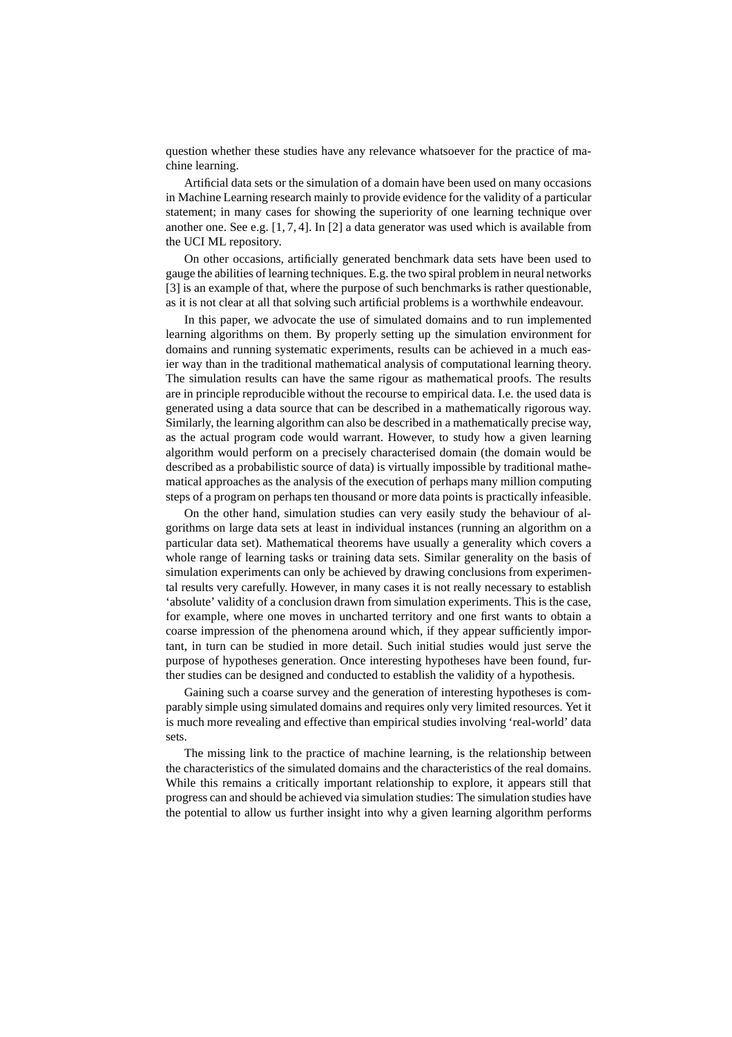question whether these studies have any relevance whatsoever for the practice of machine learning.

Artificial data sets or the simulation of a domain have been used on many occasions in Machine Learning research mainly to provide evidence for the validity of a particular statement; in many cases for showing the superiority of one learning technique over another one. See e.g. [1, 7, 4]. In [2] a data generator was used which is available from the UCI ML repository.

On other occasions, artificially generated benchmark data sets have been used to gauge the abilities of learning techniques. E.g. the two spiral problem in neural networks [3] is an example of that, where the purpose of such benchmarks is rather questionable, as it is not clear at all that solving such artificial problems is a worthwhile endeavour.

In this paper, we advocate the use of simulated domains and to run implemented learning algorithms on them. By properly setting up the simulation environment for domains and running systematic experiments, results can be achieved in a much easier way than in the traditional mathematical analysis of computational learning theory. The simulation results can have the same rigour as mathematical proofs. The results are in principle reproducible without the recourse to empirical data. I.e. the used data is generated using a data source that can be described in a mathematically rigorous way. Similarly, the learning algorithm can also be described in a mathematically precise way, as the actual program code would warrant. However, to study how a given learning algorithm would perform on a precisely characterised domain (the domain would be described as a probabilistic source of data) is virtually impossible by traditional mathematical approaches as the analysis of the execution of perhaps many million computing steps of a program on perhaps ten thousand or more data points is practically infeasible.

On the other hand, simulation studies can very easily study the behaviour of algorithms on large data sets at least in individual instances (running an algorithm on a particular data set). Mathematical theorems have usually a generality which covers a whole range of learning tasks or training data sets. Similar generality on the basis of simulation experiments can only be achieved by drawing conclusions from experimental results very carefully. However, in many cases it is not really necessary to establish 'absolute' validity of a conclusion drawn from simulation experiments. This is the case, for example, where one moves in uncharted territory and one first wants to obtain a coarse impression of the phenomena around which, if they appear sufficiently important, in turn can be studied in more detail. Such initial studies would just serve the purpose of hypotheses generation. Once interesting hypotheses have been found, further studies can be designed and conducted to establish the validity of a hypothesis.

Gaining such a coarse survey and the generation of interesting hypotheses is comparably simple using simulated domains and requires only very limited resources. Yet it is much more revealing and effective than empirical studies involving 'real-world' data sets.

The missing link to the practice of machine learning, is the relationship between the characteristics of the simulated domains and the characteristics of the real domains. While this remains a critically important relationship to explore, it appears still that progress can and should be achieved via simulation studies: The simulation studies have the potential to allow us further insight into why a given learning algorithm performs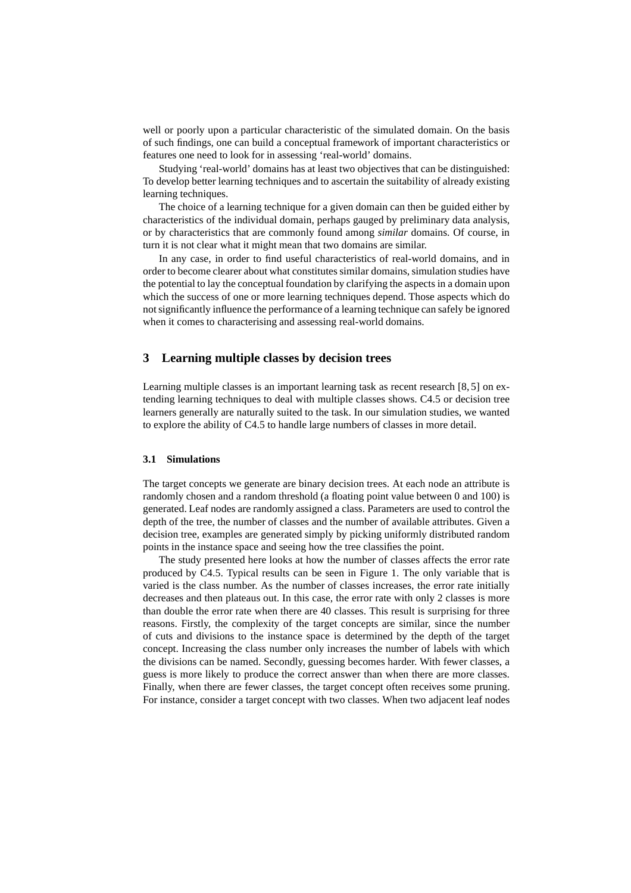well or poorly upon a particular characteristic of the simulated domain. On the basis of such findings, one can build a conceptual framework of important characteristics or features one need to look for in assessing 'real-world' domains.

Studying 'real-world' domains has at least two objectives that can be distinguished: To develop better learning techniques and to ascertain the suitability of already existing learning techniques.

The choice of a learning technique for a given domain can then be guided either by characteristics of the individual domain, perhaps gauged by preliminary data analysis, or by characteristics that are commonly found among *similar* domains. Of course, in turn it is not clear what it might mean that two domains are similar.

In any case, in order to find useful characteristics of real-world domains, and in order to become clearer about what constitutes similar domains, simulation studies have the potential to lay the conceptual foundation by clarifying the aspects in a domain upon which the success of one or more learning techniques depend. Those aspects which do not significantly influence the performance of a learning technique can safely be ignored when it comes to characterising and assessing real-world domains.

## 3 Learning multiple classes by decision trees

Learning multiple classes is an important learning task as recent research [8, 5] on extending learning techniques to deal with multiple classes shows. C4.5 or decision tree learners generally are naturally suited to the task. In our simulation studies, we wanted to explore the ability of C4.5 to handle large numbers of classes in more detail.

### 3.1 Simulations

The target concepts we generate are binary decision trees. At each node an attribute is randomly chosen and a random threshold (a floating point value between 0 and 100) is generated. Leaf nodes are randomly assigned a class. Parameters are used to control the depth of the tree, the number of classes and the number of available attributes. Given a decision tree, examples are generated simply by picking uniformly distributed random points in the instance space and seeing how the tree classifies the point.

The study presented here looks at how the number of classes affects the error rate produced by C4.5. Typical results can be seen in Figure 1. The only variable that is varied is the class number. As the number of classes increases, the error rate initially decreases and then plateaus out. In this case, the error rate with only 2 classes is more than double the error rate when there are 40 classes. This result is surprising for three reasons. Firstly, the complexity of the target concepts are similar, since the number of cuts and divisions to the instance space is determined by the depth of the target concept. Increasing the class number only increases the number of labels with which the divisions can be named. Secondly, guessing becomes harder. With fewer classes, a guess is more likely to produce the correct answer than when there are more classes. Finally, when there are fewer classes, the target concept often receives some pruning. For instance, consider a target concept with two classes. When two adjacent leaf nodes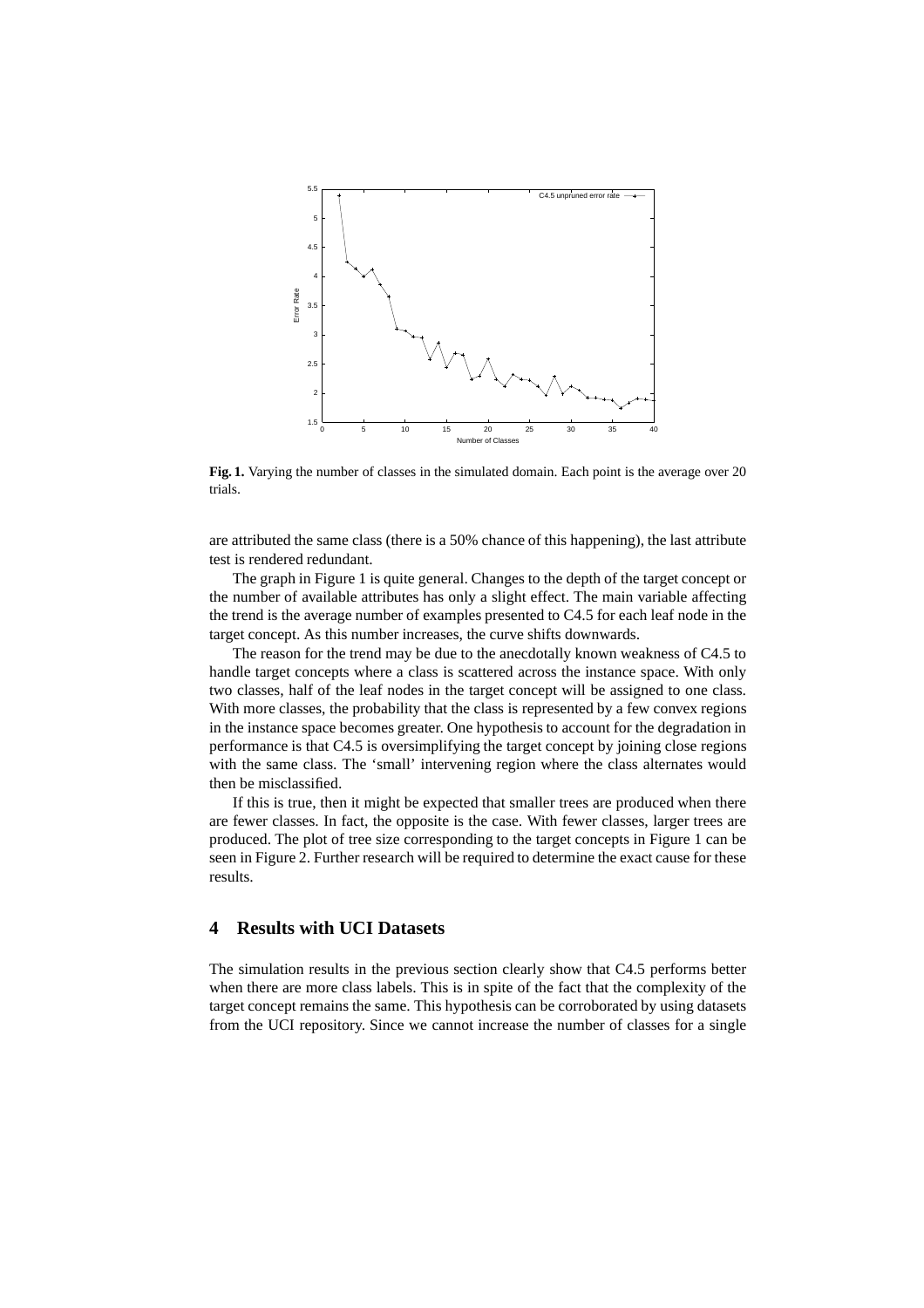**Fig. 1.** Varying the number of classes in the simulated domain. Each point is the average over 20 trials.

are attributed the same class (there is a 50% chance of this happening), the last attribute test is rendered redundant.

The graph in Figure 1 is quite general. Changes to the depth of the target concept or the number of available attributes has only a slight effect. The main variable affecting the trend is the average number of examples presented to C4.5 for each leaf node in the target concept. As this number increases, the curve shifts downwards.

The reason for the trend may be due to the anecdotally known weakness of C4.5 to handle target concepts where a class is scattered across the instance space. With only two classes, half of the leaf nodes in the target concept will be assigned to one class. With more classes, the probability that the class is represented by a few convex regions in the instance space becomes greater. One hypothesis to account for the degradation in performance is that C4.5 is oversimplifying the target concept by joining close regions with the same class. The 'small' intervening region where the class alternates would then be misclassified.

If this is true, then it might be expected that smaller trees are produced when there are fewer classes. In fact, the opposite is the case. With fewer classes, larger trees are produced. The plot of tree size corresponding to the target concepts in Figure 1 can be seen in Figure 2. Further research will be required to determine the exact cause for these results.

## 4 Results with UCI Datasets

The simulation results in the previous section clearly show that C4.5 performs better when there are more class labels. This is in spite of the fact that the complexity of the target concept remains the same. This hypothesis can be corroborated by using datasets from the UCI repository. Since we cannot increase the number of classes for a single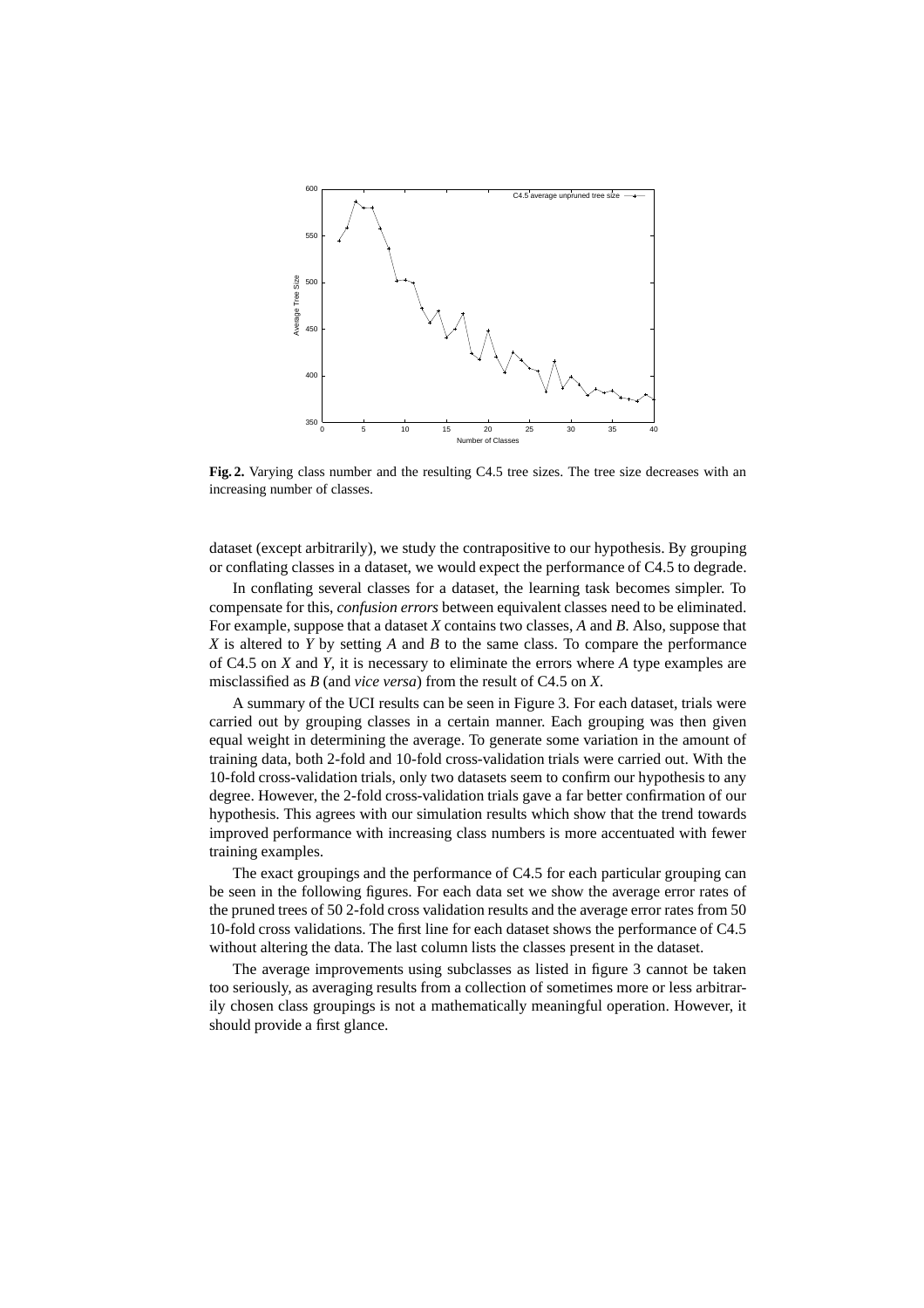**Fig. 2.** Varying class number and the resulting C4.5 tree sizes. The tree size decreases with an increasing number of classes.

dataset (except arbitrarily), we study the contrapositive to our hypothesis. By grouping or conflating classes in a dataset, we would expect the performance of C4.5 to degrade.

In conflating several classes for a dataset, the learning task becomes simpler. To compensate for this, *confusion errors* between equivalent classes need to be eliminated. For example, suppose that a dataset $X$ contains two classes, $A$ and $B$. Also, suppose that $X$ is altered to $Y$ by setting $A$ and $B$ to the same class. To compare the performance of C4.5 on $X$ and $Y$, it is necessary to eliminate the errors where $A$ type examples are misclassified as $B$ (and *vice versa*) from the result of C4.5 on $X$.

A summary of the UCI results can be seen in Figure 3. For each dataset, trials were carried out by grouping classes in a certain manner. Each grouping was then given equal weight in determining the average. To generate some variation in the amount of training data, both 2-fold and 10-fold cross-validation trials were carried out. With the 10-fold cross-validation trials, only two datasets seem to confirm our hypothesis to any degree. However, the 2-fold cross-validation trials gave a far better confirmation of our hypothesis. This agrees with our simulation results which show that the trend towards improved performance with increasing class numbers is more accentuated with fewer training examples.

The exact groupings and the performance of C4.5 for each particular grouping can be seen in the following figures. For each data set we show the average error rates of the pruned trees of 50 2-fold cross validation results and the average error rates from 50 10-fold cross validations. The first line for each dataset shows the performance of C4.5 without altering the data. The last column lists the classes present in the dataset.

The average improvements using subclasses as listed in figure 3 cannot be taken too seriously, as averaging results from a collection of sometimes more or less arbitrarily chosen class groupings is not a mathematically meaningful operation. However, it should provide a first glance.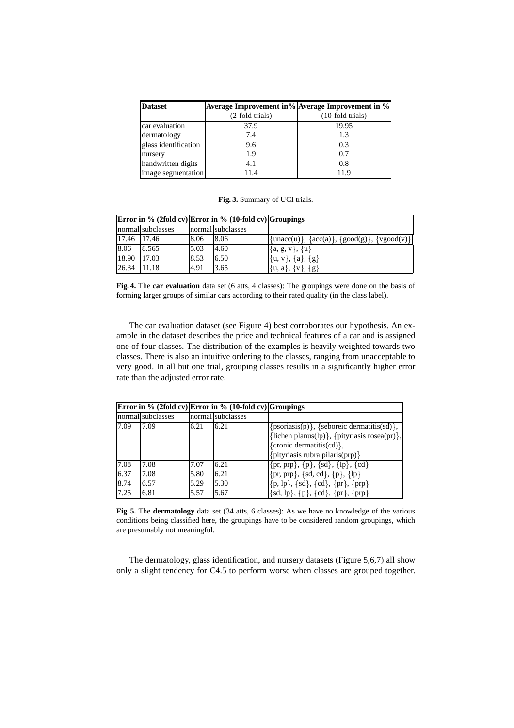| **Dataset** | **Average Improvement in%** (2-fold trials) | **Average Improvement in %** (10-fold trials) |
|---|---|---|
| car evaluation | 37.9 | 19.95 |
| dermatology | 7.4 | 1.3 |
| glass identification | 9.6 | 0.3 |
| nursery | 1.9 | 0.7 |
| handwritten digits | 4.1 | 0.8 |
| image segmentation | 11.4 | 11.9 |

**Fig. 3.** Summary of UCI trials.

| **Error in % (2fold cv)** | | **Error in % (10-fold cv)** | | **Groupings** |
|---|---|---|---|---|
| normal | subclasses | normal | subclasses | |
| 17.46 | 17.46 | 8.06 | 8.06 | {unacc(u)}, {acc(a)}, {good(g)}, {vgood(v)} |
| 8.06 | 8.565 | 5.03 | 4.60 | {a, g, v}, {u} |
| 18.90 | 17.03 | 8.53 | 6.50 | {u, v}, {a}, {g} |
| 26.34 | 11.18 | 4.91 | 3.65 | {u, a}, {v}, {g} |

**Fig. 4.** The **car evaluation** data set (6 atts, 4 classes): The groupings were done on the basis of forming larger groups of similar cars according to their rated quality (in the class label).

The car evaluation dataset (see Figure 4) best corroborates our hypothesis. An example in the dataset describes the price and technical features of a car and is assigned one of four classes. The distribution of the examples is heavily weighted towards two classes. There is also an intuitive ordering to the classes, ranging from unacceptable to very good. In all but one trial, grouping classes results in a significantly higher error rate than the adjusted error rate.

| **Error in % (2fold cv)** | | **Error in % (10-fold cv)** | | **Groupings** |
|---|---|---|---|---|
| normal | subclasses | normal | subclasses | |
| 7.09 | 7.09 | 6.21 | 6.21 | {psoriasis(p)}, {seboreic dermatitis(sd)}, {lichen planus(lp)}, {pityriasis rosea(pr)}, {cronic dermatitis(cd)}, {pityriasis rubra pilaris(prp)} |
| 7.08 | 7.08 | 7.07 | 6.21 | {pr, prp}, {p}, {sd}, {lp}, {cd} |
| 6.37 | 7.08 | 5.80 | 6.21 | {pr, prp}, {sd, cd}, {p}, {lp} |
| 8.74 | 6.57 | 5.29 | 5.30 | {p, lp}, {sd}, {cd}, {pr}, {prp} |
| 7.25 | 6.81 | 5.57 | 5.67 | {sd, lp}, {p}, {cd}, {pr}, {prp} |

**Fig. 5.** The **dermatology** data set (34 atts, 6 classes): As we have no knowledge of the various conditions being classified here, the groupings have to be considered random groupings, which are presumably not meaningful.

The dermatology, glass identification, and nursery datasets (Figure 5,6,7) all show only a slight tendency for C4.5 to perform worse when classes are grouped together.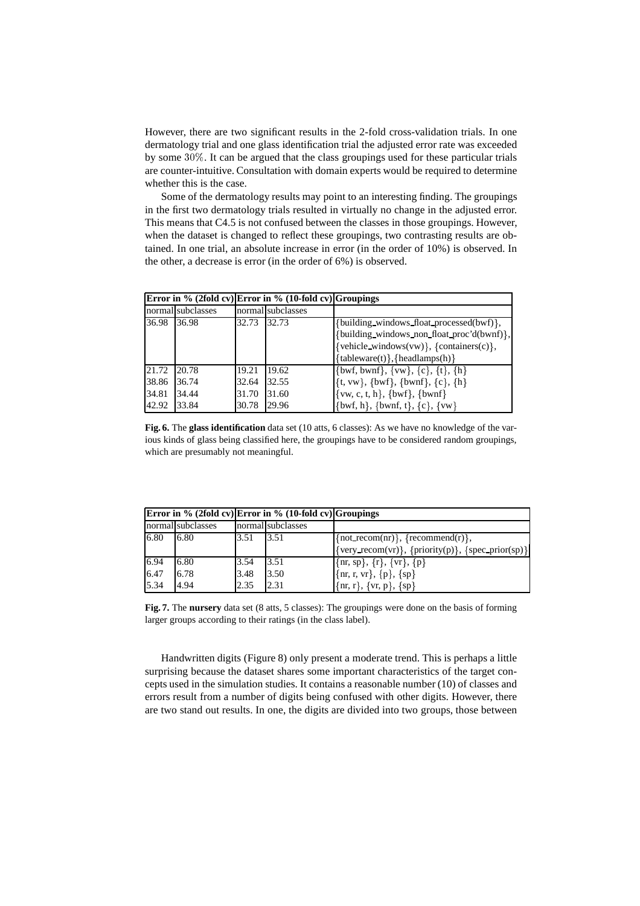However, there are two significant results in the 2-fold cross-validation trials. In one dermatology trial and one glass identification trial the adjusted error rate was exceeded by some $30\%$. It can be argued that the class groupings used for these particular trials are counter-intuitive. Consultation with domain experts would be required to determine whether this is the case.

Some of the dermatology results may point to an interesting finding. The groupings in the first two dermatology trials resulted in virtually no change in the adjusted error. This means that C4.5 is not confused between the classes in those groupings. However, when the dataset is changed to reflect these groupings, two contrasting results are obtained. In one trial, an absolute increase in error (in the order of 10%) is observed. In the other, a decrease is error (in the order of 6%) is observed.

| **Error in % (2fold cv)** | | **Error in % (10-fold cv)** | | **Groupings** |
|---|---|---|---|---|
| normal | subclasses | normal | subclasses | |
| 36.98 | 36.98 | 32.73 | 32.73 | {building_windows_float_processed(bwf)}, {building_windows_non_float_proc'd(bwnf)}, {vehicle_windows(vw)}, {containers(c)}, {tableware(t)},{headlamps(h)} |
| 21.72 | 20.78 | 19.21 | 19.62 | {bwf, bwnf}, {vw}, {c}, {t}, {h} |
| 38.86 | 36.74 | 32.64 | 32.55 | {t, vw}, {bwf}, {bwnf}, {c}, {h} |
| 34.81 | 34.44 | 31.70 | 31.60 | {vw, c, t, h}, {bwf}, {bwnf} |
| 42.92 | 33.84 | 30.78 | 29.96 | {bwf, h}, {bwnf, t}, {c}, {vw} |

**Fig. 6.** The **glass identification** data set (10 atts, 6 classes): As we have no knowledge of the various kinds of glass being classified here, the groupings have to be considered random groupings, which are presumably not meaningful.

| **Error in % (2fold cv)** | | **Error in % (10-fold cv)** | | **Groupings** |
|---|---|---|---|---|
| normal | subclasses | normal | subclasses | |
| 6.80 | 6.80 | 3.51 | 3.51 | {not_recom(nr)}, {recommend(r)}, {very_recom(vr)}, {priority(p)}, {spec_prior(sp)} |
| 6.94 | 6.80 | 3.54 | 3.51 | {nr, sp}, {r}, {vr}, {p} |
| 6.47 | 6.78 | 3.48 | 3.50 | {nr, r, vr}, {p}, {sp} |
| 5.34 | 4.94 | 2.35 | 2.31 | {nr, r}, {vr, p}, {sp} |

**Fig. 7.** The **nursery** data set (8 atts, 5 classes): The groupings were done on the basis of forming larger groups according to their ratings (in the class label).

Handwritten digits (Figure 8) only present a moderate trend. This is perhaps a little surprising because the dataset shares some important characteristics of the target concepts used in the simulation studies. It contains a reasonable number (10) of classes and errors result from a number of digits being confused with other digits. However, there are two stand out results. In one, the digits are divided into two groups, those between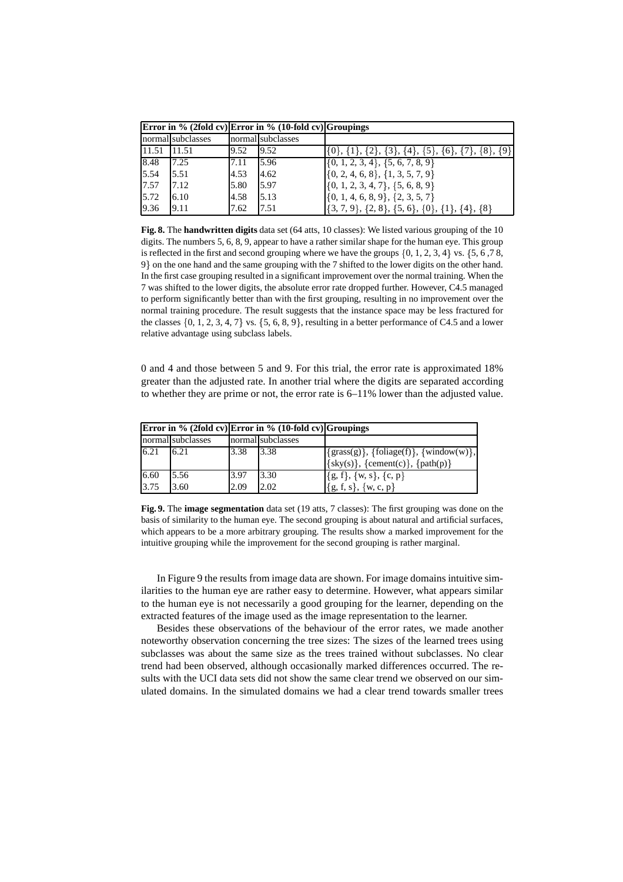| Error in % (2fold cv) | | Error in % (10-fold cv) | | Groupings |
|---|---|---|---|---|
| normal | subclasses | normal | subclasses | |
| 11.51 | 11.51 | 9.52 | 9.52 | {0}, {1}, {2}, {3}, {4}, {5}, {6}, {7}, {8}, {9} |
| 8.48 | 7.25 | 7.11 | 5.96 | {0, 1, 2, 3, 4}, {5, 6, 7, 8, 9} |
| 5.54 | 5.51 | 4.53 | 4.62 | {0, 2, 4, 6, 8}, {1, 3, 5, 7, 9} |
| 7.57 | 7.12 | 5.80 | 5.97 | {0, 1, 2, 3, 4, 7}, {5, 6, 8, 9} |
| 5.72 | 6.10 | 4.58 | 5.13 | {0, 1, 4, 6, 8, 9}, {2, 3, 5, 7} |
| 9.36 | 9.11 | 7.62 | 7.51 | {3, 7, 9}, {2, 8}, {5, 6}, {0}, {1}, {4}, {8} |

**Fig. 8.** The **handwritten digits** data set (64 atts, 10 classes): We listed various grouping of the 10 digits. The numbers 5, 6, 8, 9, appear to have a rather similar shape for the human eye. This group is reflected in the first and second grouping where we have the groups {0, 1, 2, 3, 4} vs. {5, 6 ,7 8, 9} on the one hand and the same grouping with the 7 shifted to the lower digits on the other hand. In the first case grouping resulted in a significant improvement over the normal training. When the 7 was shifted to the lower digits, the absolute error rate dropped further. However, C4.5 managed to perform significantly better than with the first grouping, resulting in no improvement over the normal training procedure. The result suggests that the instance space may be less fractured for the classes {0, 1, 2, 3, 4, 7} vs. {5, 6, 8, 9}, resulting in a better performance of C4.5 and a lower relative advantage using subclass labels.

0 and 4 and those between 5 and 9. For this trial, the error rate is approximated 18% greater than the adjusted rate. In another trial where the digits are separated according to whether they are prime or not, the error rate is 6–11% lower than the adjusted value.

| Error in % (2fold cv) | | Error in % (10-fold cv) | | Groupings |
|---|---|---|---|---|
| normal | subclasses | normal | subclasses | |
| 6.21 | 6.21 | 3.38 | 3.38 | {grass(g)}, {foliage(f)}, {window(w)}, {sky(s)}, {cement(c)}, {path(p)} |
| 6.60 | 5.56 | 3.97 | 3.30 | {g, f}, {w, s}, {c, p} |
| 3.75 | 3.60 | 2.09 | 2.02 | {g, f, s}, {w, c, p} |

**Fig. 9.** The **image segmentation** data set (19 atts, 7 classes): The first grouping was done on the basis of similarity to the human eye. The second grouping is about natural and artificial surfaces, which appears to be a more arbitrary grouping. The results show a marked improvement for the intuitive grouping while the improvement for the second grouping is rather marginal.

In Figure 9 the results from image data are shown. For image domains intuitive similarities to the human eye are rather easy to determine. However, what appears similar to the human eye is not necessarily a good grouping for the learner, depending on the extracted features of the image used as the image representation to the learner.

Besides these observations of the behaviour of the error rates, we made another noteworthy observation concerning the tree sizes: The sizes of the learned trees using subclasses was about the same size as the trees trained without subclasses. No clear trend had been observed, although occasionally marked differences occurred. The results with the UCI data sets did not show the same clear trend we observed on our simulated domains. In the simulated domains we had a clear trend towards smaller trees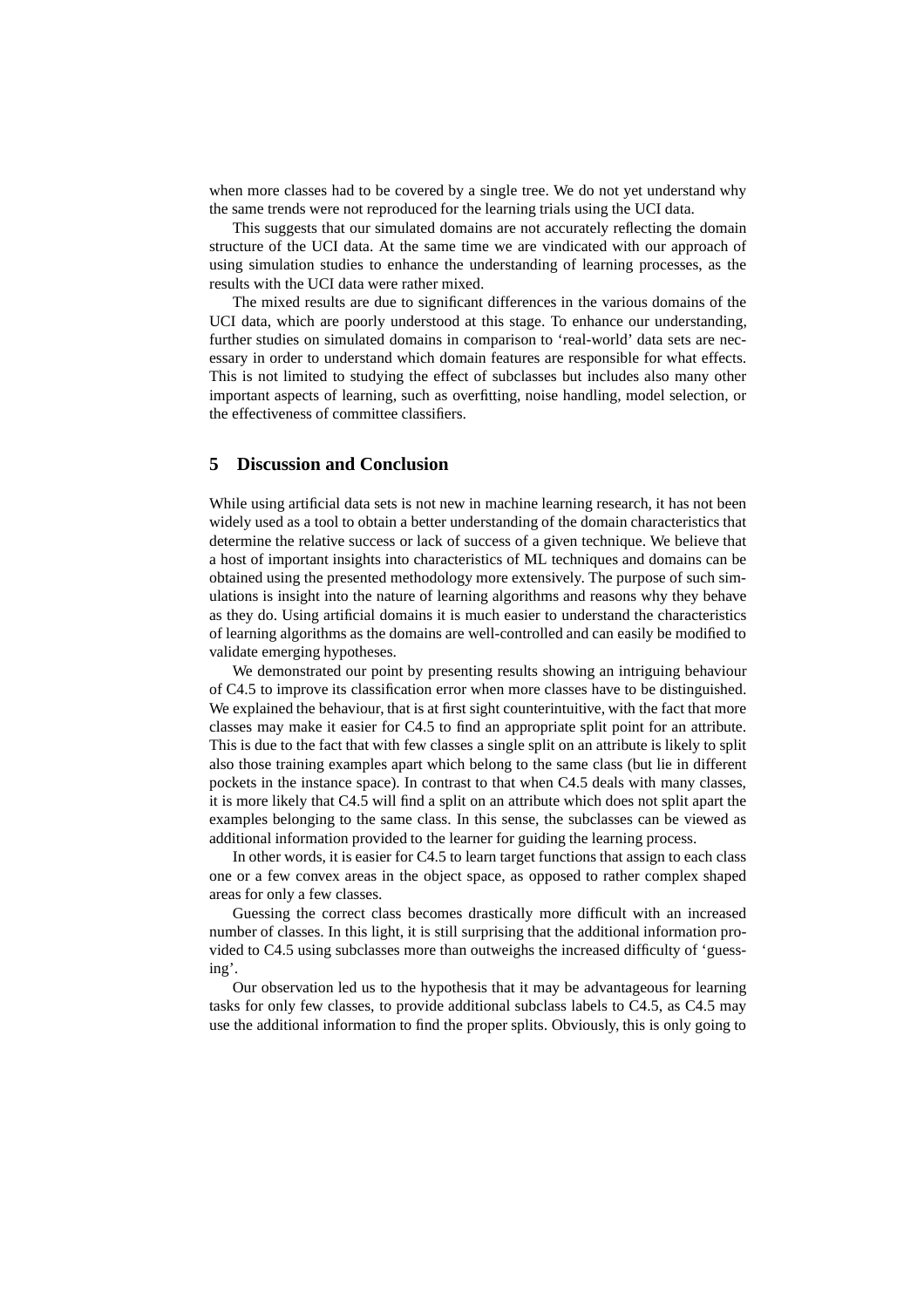when more classes had to be covered by a single tree. We do not yet understand why the same trends were not reproduced for the learning trials using the UCI data.

This suggests that our simulated domains are not accurately reflecting the domain structure of the UCI data. At the same time we are vindicated with our approach of using simulation studies to enhance the understanding of learning processes, as the results with the UCI data were rather mixed.

The mixed results are due to significant differences in the various domains of the UCI data, which are poorly understood at this stage. To enhance our understanding, further studies on simulated domains in comparison to 'real-world' data sets are necessary in order to understand which domain features are responsible for what effects. This is not limited to studying the effect of subclasses but includes also many other important aspects of learning, such as overfitting, noise handling, model selection, or the effectiveness of committee classifiers.

## 5 Discussion and Conclusion

While using artificial data sets is not new in machine learning research, it has not been widely used as a tool to obtain a better understanding of the domain characteristics that determine the relative success or lack of success of a given technique. We believe that a host of important insights into characteristics of ML techniques and domains can be obtained using the presented methodology more extensively. The purpose of such simulations is insight into the nature of learning algorithms and reasons why they behave as they do. Using artificial domains it is much easier to understand the characteristics of learning algorithms as the domains are well-controlled and can easily be modified to validate emerging hypotheses.

We demonstrated our point by presenting results showing an intriguing behaviour of C4.5 to improve its classification error when more classes have to be distinguished. We explained the behaviour, that is at first sight counterintuitive, with the fact that more classes may make it easier for C4.5 to find an appropriate split point for an attribute. This is due to the fact that with few classes a single split on an attribute is likely to split also those training examples apart which belong to the same class (but lie in different pockets in the instance space). In contrast to that when C4.5 deals with many classes, it is more likely that C4.5 will find a split on an attribute which does not split apart the examples belonging to the same class. In this sense, the subclasses can be viewed as additional information provided to the learner for guiding the learning process.

In other words, it is easier for C4.5 to learn target functions that assign to each class one or a few convex areas in the object space, as opposed to rather complex shaped areas for only a few classes.

Guessing the correct class becomes drastically more difficult with an increased number of classes. In this light, it is still surprising that the additional information provided to C4.5 using subclasses more than outweighs the increased difficulty of 'guessing'.

Our observation led us to the hypothesis that it may be advantageous for learning tasks for only few classes, to provide additional subclass labels to C4.5, as C4.5 may use the additional information to find the proper splits. Obviously, this is only going to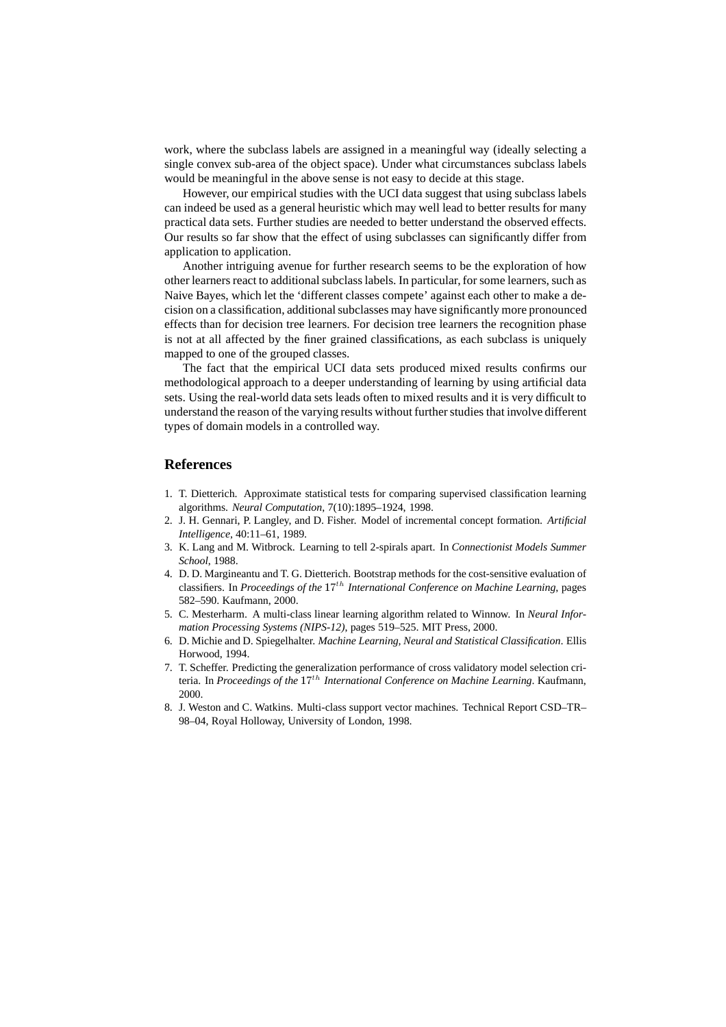work, where the subclass labels are assigned in a meaningful way (ideally selecting a single convex sub-area of the object space). Under what circumstances subclass labels would be meaningful in the above sense is not easy to decide at this stage.

However, our empirical studies with the UCI data suggest that using subclass labels can indeed be used as a general heuristic which may well lead to better results for many practical data sets. Further studies are needed to better understand the observed effects. Our results so far show that the effect of using subclasses can significantly differ from application to application.

Another intriguing avenue for further research seems to be the exploration of how other learners react to additional subclass labels. In particular, for some learners, such as Naive Bayes, which let the 'different classes compete' against each other to make a decision on a classification, additional subclasses may have significantly more pronounced effects than for decision tree learners. For decision tree learners the recognition phase is not at all affected by the finer grained classifications, as each subclass is uniquely mapped to one of the grouped classes.

The fact that the empirical UCI data sets produced mixed results confirms our methodological approach to a deeper understanding of learning by using artificial data sets. Using the real-world data sets leads often to mixed results and it is very difficult to understand the reason of the varying results without further studies that involve different types of domain models in a controlled way.

## References

1. T. Dietterich. Approximate statistical tests for comparing supervised classification learning algorithms. *Neural Computation*, 7(10):1895–1924, 1998.
2. J. H. Gennari, P. Langley, and D. Fisher. Model of incremental concept formation. *Artificial Intelligence*, 40:11–61, 1989.
3. K. Lang and M. Witbrock. Learning to tell 2-spirals apart. In *Connectionist Models Summer School*, 1988.
4. D. D. Margineantu and T. G. Dietterich. Bootstrap methods for the cost-sensitive evaluation of classifiers. In *Proceedings of the* $17^{th}$ *International Conference on Machine Learning*, pages 582–590. Kaufmann, 2000.
5. C. Mesterharm. A multi-class linear learning algorithm related to Winnow. In *Neural Information Processing Systems (NIPS-12)*, pages 519–525. MIT Press, 2000.
6. D. Michie and D. Spiegelhalter. *Machine Learning, Neural and Statistical Classification*. Ellis Horwood, 1994.
7. T. Scheffer. Predicting the generalization performance of cross validatory model selection criteria. In *Proceedings of the* $17^{th}$ *International Conference on Machine Learning*. Kaufmann, 2000.
8. J. Weston and C. Watkins. Multi-class support vector machines. Technical Report CSD–TR–98–04, Royal Holloway, University of London, 1998.